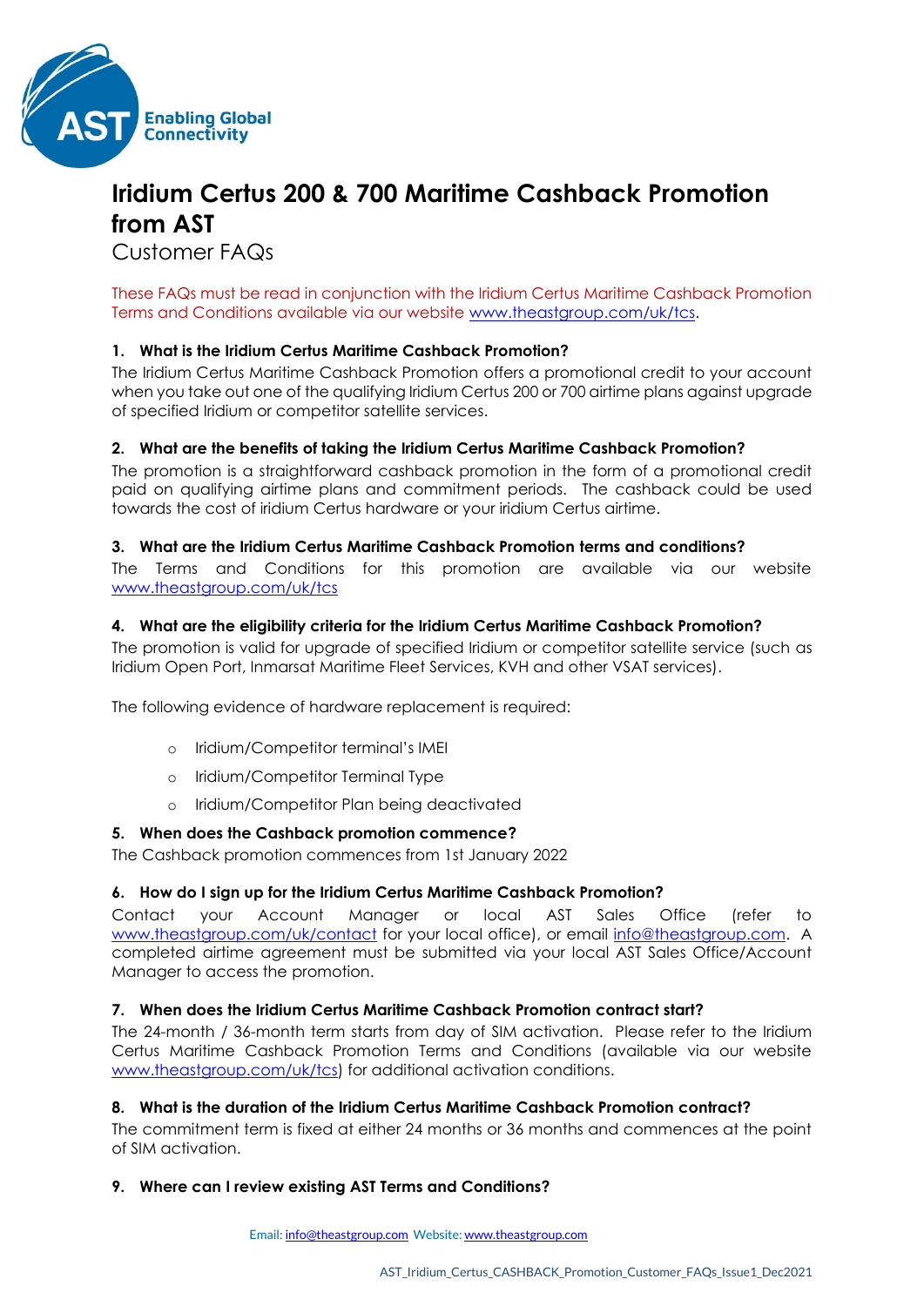AST Enabling Global Connectivity

# Iridium Certus 200 & 700 Maritime Cashback Promotion from AST

Customer FAQs

These FAQs must be read in conjunction with the Iridium Certus Maritime Cashback Promotion Terms and Conditions available via our website www.theastgroup.com/uk/tcs.

### 1. What is the Iridium Certus Maritime Cashback Promotion?

The Iridium Certus Maritime Cashback Promotion offers a promotional credit to your account when you take out one of the qualifying Iridium Certus 200 or 700 airtime plans against upgrade of specified Iridium or competitor satellite services.

### 2. What are the benefits of taking the Iridium Certus Maritime Cashback Promotion?

The promotion is a straightforward cashback promotion in the form of a promotional credit paid on qualifying airtime plans and commitment periods. The cashback could be used towards the cost of iridium Certus hardware or your iridium Certus airtime.

### 3. What are the Iridium Certus Maritime Cashback Promotion terms and conditions?

The Terms and Conditions for this promotion are available via our website www.theastgroup.com/uk/tcs

### 4. What are the eligibility criteria for the Iridium Certus Maritime Cashback Promotion?

The promotion is valid for upgrade of specified Iridium or competitor satellite service (such as Iridium Open Port, Inmarsat Maritime Fleet Services, KVH and other VSAT services).

The following evidence of hardware replacement is required:

- Iridium/Competitor terminal's IMEI
- Iridium/Competitor Terminal Type
- Iridium/Competitor Plan being deactivated

### 5. When does the Cashback promotion commence?

The Cashback promotion commences from 1st January 2022

### 6. How do I sign up for the Iridium Certus Maritime Cashback Promotion?

Contact your Account Manager or local AST Sales Office (refer to www.theastgroup.com/uk/contact for your local office), or email info@theastgroup.com. A completed airtime agreement must be submitted via your local AST Sales Office/Account Manager to access the promotion.

### 7. When does the Iridium Certus Maritime Cashback Promotion contract start?

The 24-month / 36-month term starts from day of SIM activation. Please refer to the Iridium Certus Maritime Cashback Promotion Terms and Conditions (available via our website www.theastgroup.com/uk/tcs) for additional activation conditions.

### 8. What is the duration of the Iridium Certus Maritime Cashback Promotion contract?

The commitment term is fixed at either 24 months or 36 months and commences at the point of SIM activation.

### 9. Where can I review existing AST Terms and Conditions?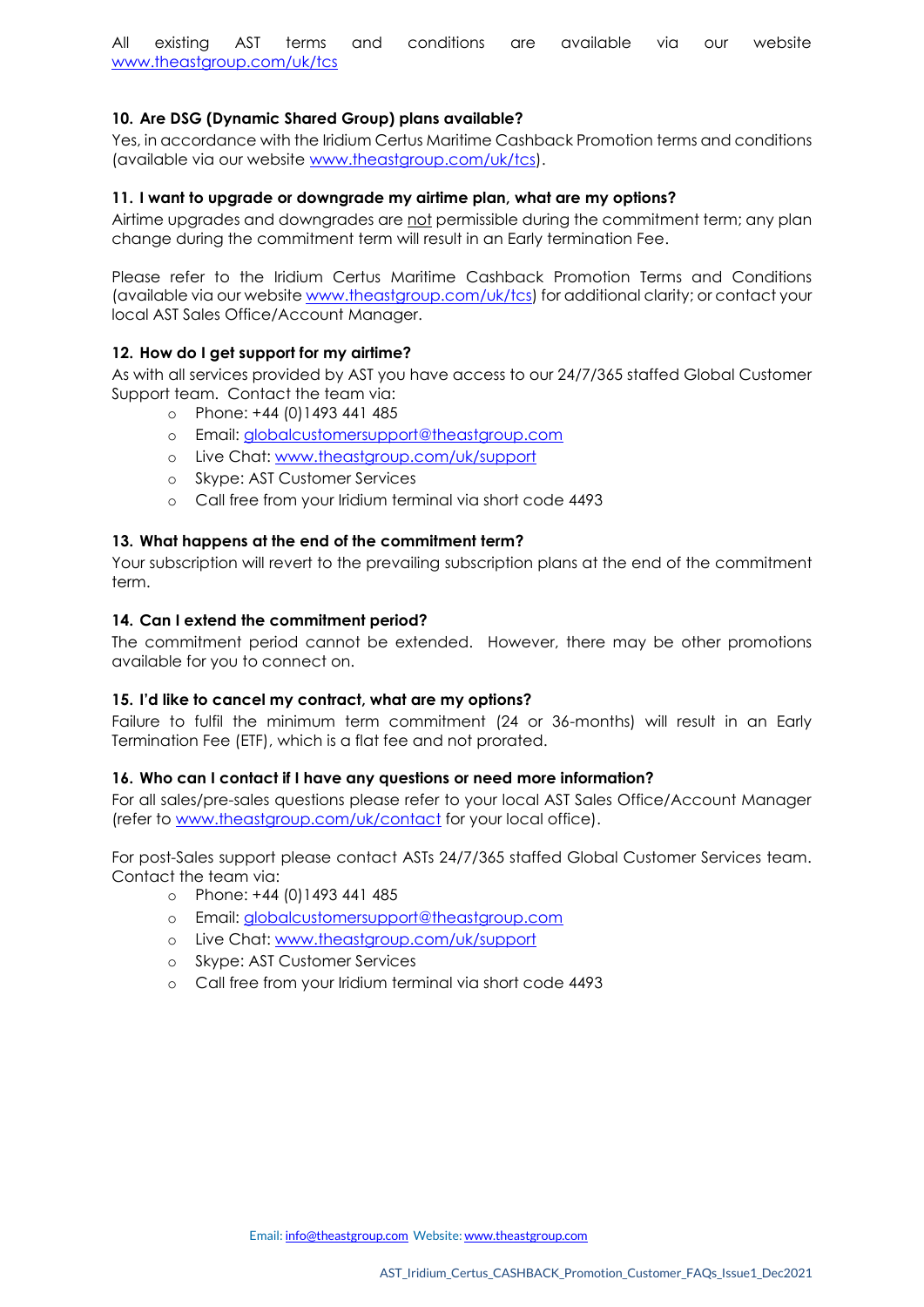All existing AST terms and conditions are available via our website www.theastgroup.com/uk/tcs

### 10. Are DSG (Dynamic Shared Group) plans available?

Yes, in accordance with the Iridium Certus Maritime Cashback Promotion terms and conditions (available via our website www.theastgroup.com/uk/tcs).

### 11. I want to upgrade or downgrade my airtime plan, what are my options?

Airtime upgrades and downgrades are not permissible during the commitment term; any plan change during the commitment term will result in an Early termination Fee.

Please refer to the Iridium Certus Maritime Cashback Promotion Terms and Conditions (available via our website www.theastgroup.com/uk/tcs) for additional clarity; or contact your local AST Sales Office/Account Manager.

### 12. How do I get support for my airtime?

As with all services provided by AST you have access to our 24/7/365 staffed Global Customer Support team. Contact the team via:

- Phone: +44 (0)1493 441 485
- Email: globalcustomersupport@theastgroup.com
- Live Chat: www.theastgroup.com/uk/support
- Skype: AST Customer Services
- Call free from your Iridium terminal via short code 4493

### 13. What happens at the end of the commitment term?

Your subscription will revert to the prevailing subscription plans at the end of the commitment term.

### 14. Can I extend the commitment period?

The commitment period cannot be extended. However, there may be other promotions available for you to connect on.

### 15. I'd like to cancel my contract, what are my options?

Failure to fulfil the minimum term commitment (24 or 36-months) will result in an Early Termination Fee (ETF), which is a flat fee and not prorated.

### 16. Who can I contact if I have any questions or need more information?

For all sales/pre-sales questions please refer to your local AST Sales Office/Account Manager (refer to www.theastgroup.com/uk/contact for your local office).

For post-Sales support please contact ASTs 24/7/365 staffed Global Customer Services team. Contact the team via:

- Phone: +44 (0)1493 441 485
- Email: globalcustomersupport@theastgroup.com
- Live Chat: www.theastgroup.com/uk/support
- Skype: AST Customer Services
- Call free from your Iridium terminal via short code 4493